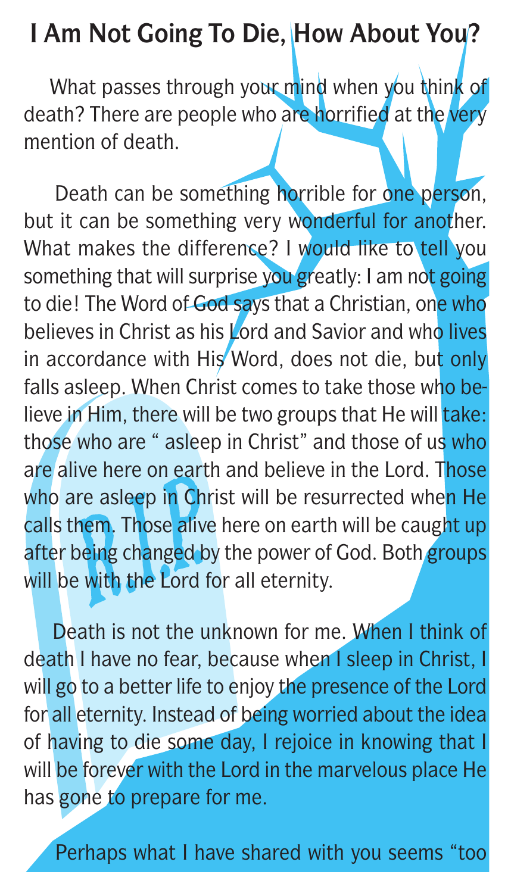# I Am Not Going To Die, How About You?

What passes through your mind when you think of death? There are people who are horrified at the very mention of death.

Death can be something horrible for one person, but it can be something very wonderful for another. What makes the difference? I would like to tell you something that will surprise you greatly: I am not going to die! The Word of God says that a Christian, one who believes in Christ as his Lord and Savior and who lives in accordance with His Word, does not die, but only falls asleep. When Christ comes to take those who believe in Him, there will be two groups that He will take: those who are " asleep in Christ" and those of us who are alive here on earth and believe in the Lord. Those who are asleep in Christ will be resurrected when He calls them. Those alive here on earth will be caught up after being changed by the power of God. Both groups will be with the Lord for all eternity.

Death is not the unknown for me. When I think of death I have no fear, because when I sleep in Christ, I will go to a better life to enjoy the presence of the Lord for all eternity. Instead of being worried about the idea of having to die some day, I rejoice in knowing that I will be forever with the Lord in the marvelous place He has gone to prepare for me.

Perhaps what I have shared with you seems "too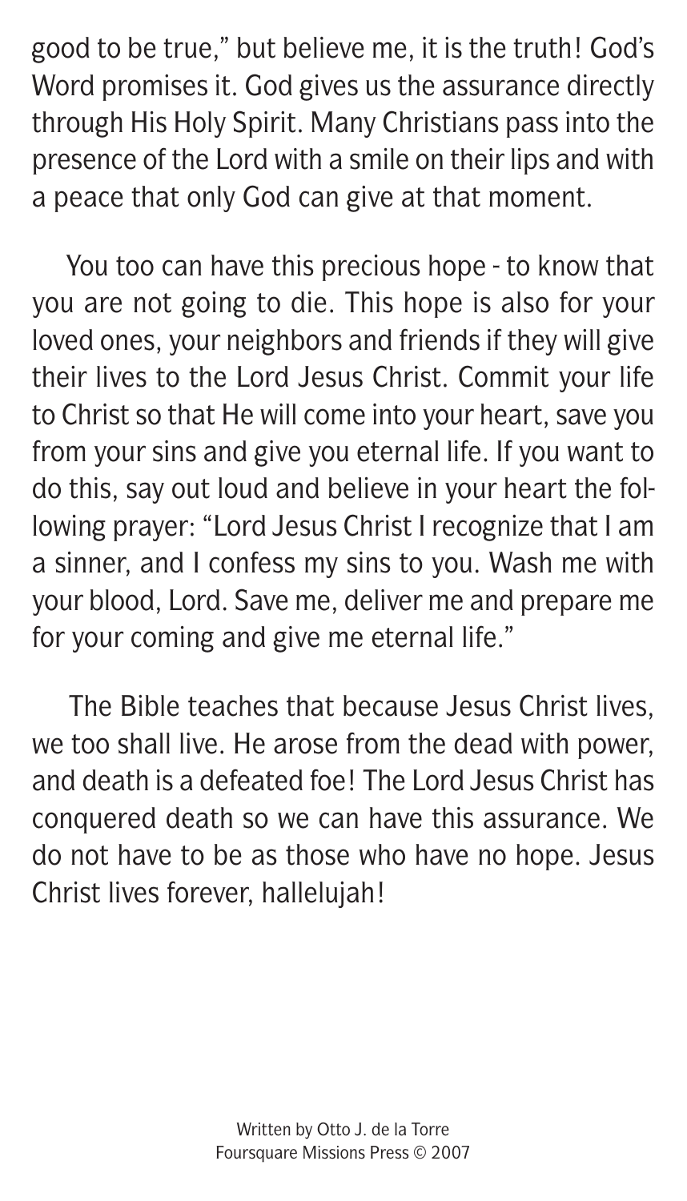good to be true," but believe me, it is the truth! God's Word promises it. God gives us the assurance directly through His Holy Spirit. Many Christians pass into the presence of the Lord with a smile on their lips and with a peace that only God can give at that moment.

You too can have this precious hope - to know that you are not going to die. This hope is also for your loved ones, your neighbors and friends if they will give their lives to the Lord Jesus Christ. Commit your life to Christ so that He will come into your heart, save you from your sins and give you eternal life. If you want to do this, say out loud and believe in your heart the following prayer: "Lord Jesus Christ I recognize that I am a sinner, and I confess my sins to you. Wash me with your blood, Lord. Save me, deliver me and prepare me for your coming and give me eternal life."

The Bible teaches that because Jesus Christ lives, we too shall live. He arose from the dead with power, and death is a defeated foe! The Lord Jesus Christ has conquered death so we can have this assurance. We do not have to be as those who have no hope. Jesus Christ lives forever, hallelujah!

Written by Otto J. de la Torre
Foursquare Missions Press © 2007